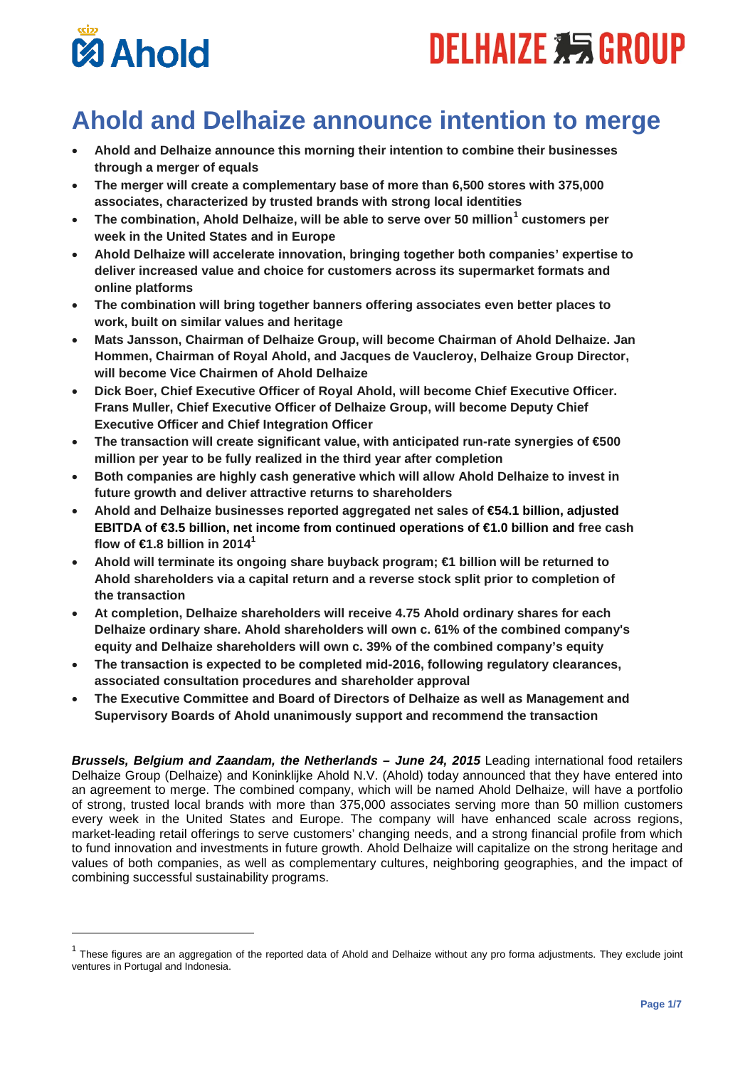# Ahold and Delhaize announce intention to merge

- **Ahold and Delhaize announce this morning their intention to combine their businesses through a merger of equals**
- **The merger will create a complementary base of more than 6,500 stores with 375,000 associates, characterized by trusted brands with strong local identities**
- **The combination, Ahold Delhaize, will be able to serve over 50 million[1] customers per week in the United States and in Europe**
- **Ahold Delhaize will accelerate innovation, bringing together both companies' expertise to deliver increased value and choice for customers across its supermarket formats and online platforms**
- **The combination will bring together banners offering associates even better places to work, built on similar values and heritage**
- **Mats Jansson, Chairman of Delhaize Group, will become Chairman of Ahold Delhaize. Jan Hommen, Chairman of Royal Ahold, and Jacques de Vaucleroy, Delhaize Group Director, will become Vice Chairmen of Ahold Delhaize**
- **Dick Boer, Chief Executive Officer of Royal Ahold, will become Chief Executive Officer. Frans Muller, Chief Executive Officer of Delhaize Group, will become Deputy Chief Executive Officer and Chief Integration Officer**
- **The transaction will create significant value, with anticipated run-rate synergies of €500 million per year to be fully realized in the third year after completion**
- **Both companies are highly cash generative which will allow Ahold Delhaize to invest in future growth and deliver attractive returns to shareholders**
- **Ahold and Delhaize businesses reported aggregated net sales of €54.1 billion, adjusted EBITDA of €3.5 billion, net income from continued operations of €1.0 billion and free cash flow of €1.8 billion in 2014[1]**
- **Ahold will terminate its ongoing share buyback program; €1 billion will be returned to Ahold shareholders via a capital return and a reverse stock split prior to completion of the transaction**
- **At completion, Delhaize shareholders will receive 4.75 Ahold ordinary shares for each Delhaize ordinary share. Ahold shareholders will own c. 61% of the combined company's equity and Delhaize shareholders will own c. 39% of the combined company's equity**
- **The transaction is expected to be completed mid-2016, following regulatory clearances, associated consultation procedures and shareholder approval**
- **The Executive Committee and Board of Directors of Delhaize as well as Management and Supervisory Boards of Ahold unanimously support and recommend the transaction**

***Brussels, Belgium and Zaandam, the Netherlands – June 24, 2015*** Leading international food retailers Delhaize Group (Delhaize) and Koninklijke Ahold N.V. (Ahold) today announced that they have entered into an agreement to merge. The combined company, which will be named Ahold Delhaize, will have a portfolio of strong, trusted local brands with more than 375,000 associates serving more than 50 million customers every week in the United States and Europe. The company will have enhanced scale across regions, market-leading retail offerings to serve customers' changing needs, and a strong financial profile from which to fund innovation and investments in future growth. Ahold Delhaize will capitalize on the strong heritage and values of both companies, as well as complementary cultures, neighboring geographies, and the impact of combining successful sustainability programs.

[1] These figures are an aggregation of the reported data of Ahold and Delhaize without any pro forma adjustments. They exclude joint ventures in Portugal and Indonesia.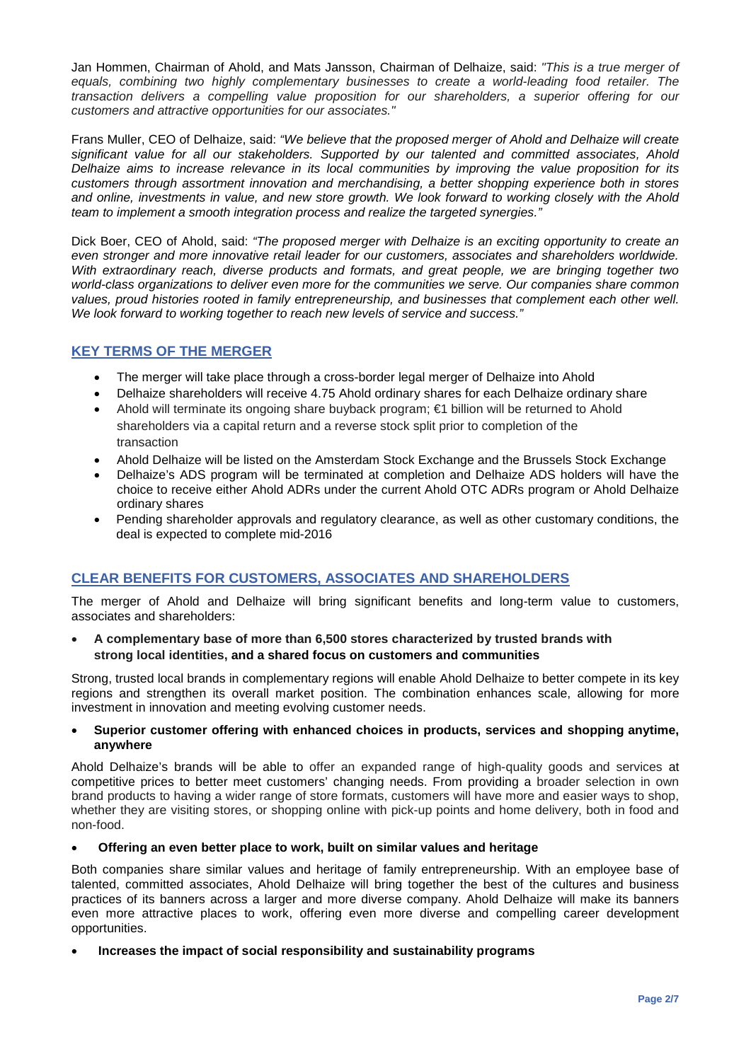Jan Hommen, Chairman of Ahold, and Mats Jansson, Chairman of Delhaize, said: *"This is a true merger of equals, combining two highly complementary businesses to create a world-leading food retailer. The transaction delivers a compelling value proposition for our shareholders, a superior offering for our customers and attractive opportunities for our associates."*

Frans Muller, CEO of Delhaize, said: *"We believe that the proposed merger of Ahold and Delhaize will create significant value for all our stakeholders. Supported by our talented and committed associates, Ahold Delhaize aims to increase relevance in its local communities by improving the value proposition for its customers through assortment innovation and merchandising, a better shopping experience both in stores and online, investments in value, and new store growth. We look forward to working closely with the Ahold team to implement a smooth integration process and realize the targeted synergies."*

Dick Boer, CEO of Ahold, said: *"The proposed merger with Delhaize is an exciting opportunity to create an even stronger and more innovative retail leader for our customers, associates and shareholders worldwide. With extraordinary reach, diverse products and formats, and great people, we are bringing together two world-class organizations to deliver even more for the communities we serve. Our companies share common values, proud histories rooted in family entrepreneurship, and businesses that complement each other well. We look forward to working together to reach new levels of service and success."*

## KEY TERMS OF THE MERGER

- The merger will take place through a cross-border legal merger of Delhaize into Ahold
- Delhaize shareholders will receive 4.75 Ahold ordinary shares for each Delhaize ordinary share
- Ahold will terminate its ongoing share buyback program; €1 billion will be returned to Ahold shareholders via a capital return and a reverse stock split prior to completion of the transaction
- Ahold Delhaize will be listed on the Amsterdam Stock Exchange and the Brussels Stock Exchange
- Delhaize's ADS program will be terminated at completion and Delhaize ADS holders will have the choice to receive either Ahold ADRs under the current Ahold OTC ADRs program or Ahold Delhaize ordinary shares
- Pending shareholder approvals and regulatory clearance, as well as other customary conditions, the deal is expected to complete mid-2016

## CLEAR BENEFITS FOR CUSTOMERS, ASSOCIATES AND SHAREHOLDERS

The merger of Ahold and Delhaize will bring significant benefits and long-term value to customers, associates and shareholders:

- **A complementary base of more than 6,500 stores characterized by trusted brands with strong local identities, and a shared focus on customers and communities**

Strong, trusted local brands in complementary regions will enable Ahold Delhaize to better compete in its key regions and strengthen its overall market position. The combination enhances scale, allowing for more investment in innovation and meeting evolving customer needs.

- **Superior customer offering with enhanced choices in products, services and shopping anytime, anywhere**

Ahold Delhaize's brands will be able to offer an expanded range of high-quality goods and services at competitive prices to better meet customers' changing needs. From providing a broader selection in own brand products to having a wider range of store formats, customers will have more and easier ways to shop, whether they are visiting stores, or shopping online with pick-up points and home delivery, both in food and non-food.

- **Offering an even better place to work, built on similar values and heritage**

Both companies share similar values and heritage of family entrepreneurship. With an employee base of talented, committed associates, Ahold Delhaize will bring together the best of the cultures and business practices of its banners across a larger and more diverse company. Ahold Delhaize will make its banners even more attractive places to work, offering even more diverse and compelling career development opportunities.

- **Increases the impact of social responsibility and sustainability programs**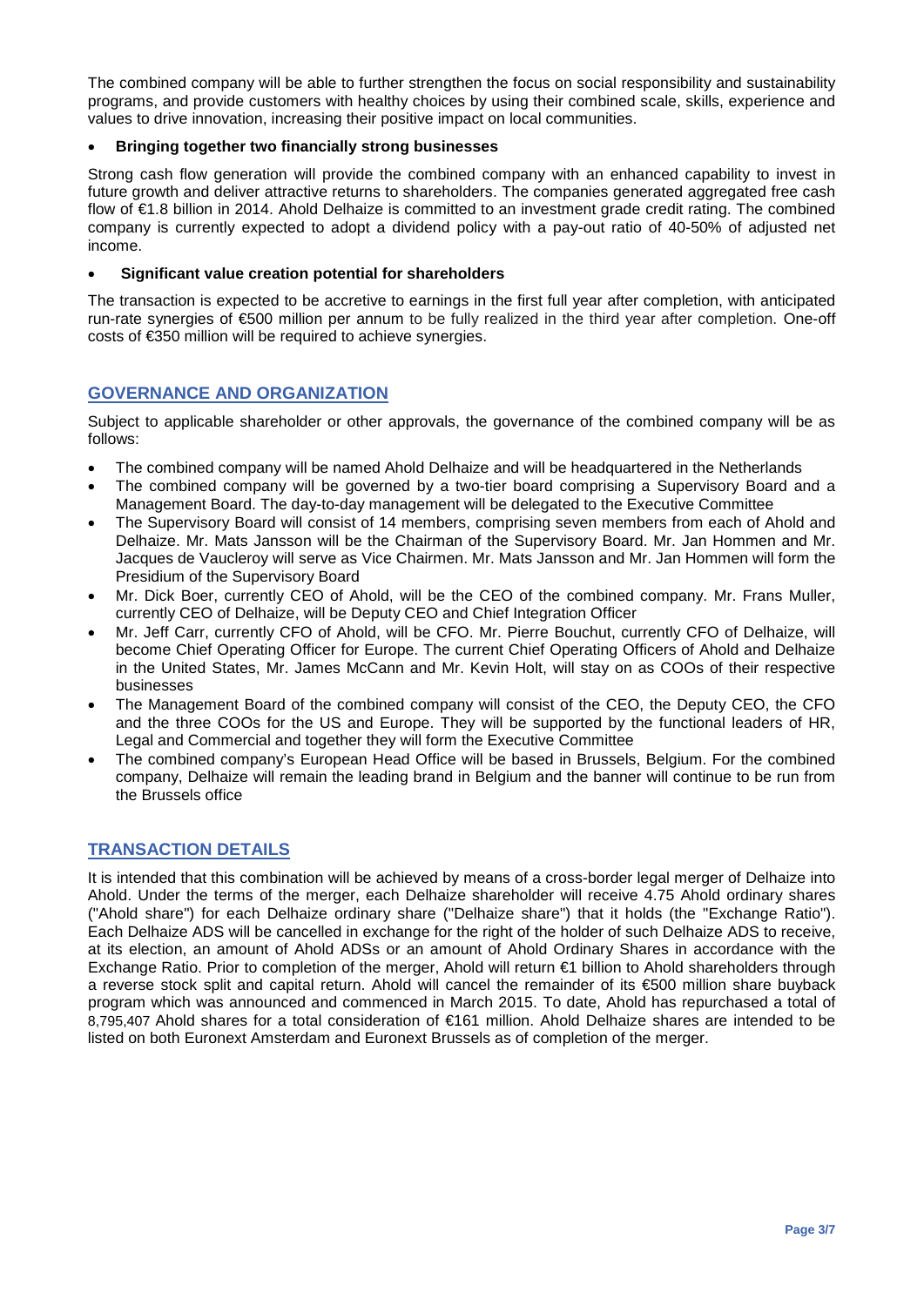The combined company will be able to further strengthen the focus on social responsibility and sustainability programs, and provide customers with healthy choices by using their combined scale, skills, experience and values to drive innovation, increasing their positive impact on local communities.

- **Bringing together two financially strong businesses**

Strong cash flow generation will provide the combined company with an enhanced capability to invest in future growth and deliver attractive returns to shareholders. The companies generated aggregated free cash flow of €1.8 billion in 2014. Ahold Delhaize is committed to an investment grade credit rating. The combined company is currently expected to adopt a dividend policy with a pay-out ratio of 40-50% of adjusted net income.

- **Significant value creation potential for shareholders**

The transaction is expected to be accretive to earnings in the first full year after completion, with anticipated run-rate synergies of €500 million per annum to be fully realized in the third year after completion. One-off costs of €350 million will be required to achieve synergies.

## GOVERNANCE AND ORGANIZATION

Subject to applicable shareholder or other approvals, the governance of the combined company will be as follows:

- The combined company will be named Ahold Delhaize and will be headquartered in the Netherlands
- The combined company will be governed by a two-tier board comprising a Supervisory Board and a Management Board. The day-to-day management will be delegated to the Executive Committee
- The Supervisory Board will consist of 14 members, comprising seven members from each of Ahold and Delhaize. Mr. Mats Jansson will be the Chairman of the Supervisory Board. Mr. Jan Hommen and Mr. Jacques de Vaucleroy will serve as Vice Chairmen. Mr. Mats Jansson and Mr. Jan Hommen will form the Presidium of the Supervisory Board
- Mr. Dick Boer, currently CEO of Ahold, will be the CEO of the combined company. Mr. Frans Muller, currently CEO of Delhaize, will be Deputy CEO and Chief Integration Officer
- Mr. Jeff Carr, currently CFO of Ahold, will be CFO. Mr. Pierre Bouchut, currently CFO of Delhaize, will become Chief Operating Officer for Europe. The current Chief Operating Officers of Ahold and Delhaize in the United States, Mr. James McCann and Mr. Kevin Holt, will stay on as COOs of their respective businesses
- The Management Board of the combined company will consist of the CEO, the Deputy CEO, the CFO and the three COOs for the US and Europe. They will be supported by the functional leaders of HR, Legal and Commercial and together they will form the Executive Committee
- The combined company's European Head Office will be based in Brussels, Belgium. For the combined company, Delhaize will remain the leading brand in Belgium and the banner will continue to be run from the Brussels office

## TRANSACTION DETAILS

It is intended that this combination will be achieved by means of a cross-border legal merger of Delhaize into Ahold. Under the terms of the merger, each Delhaize shareholder will receive 4.75 Ahold ordinary shares ("Ahold share") for each Delhaize ordinary share ("Delhaize share") that it holds (the "Exchange Ratio"). Each Delhaize ADS will be cancelled in exchange for the right of the holder of such Delhaize ADS to receive, at its election, an amount of Ahold ADSs or an amount of Ahold Ordinary Shares in accordance with the Exchange Ratio. Prior to completion of the merger, Ahold will return €1 billion to Ahold shareholders through a reverse stock split and capital return. Ahold will cancel the remainder of its €500 million share buyback program which was announced and commenced in March 2015. To date, Ahold has repurchased a total of 8,795,407 Ahold shares for a total consideration of €161 million. Ahold Delhaize shares are intended to be listed on both Euronext Amsterdam and Euronext Brussels as of completion of the merger.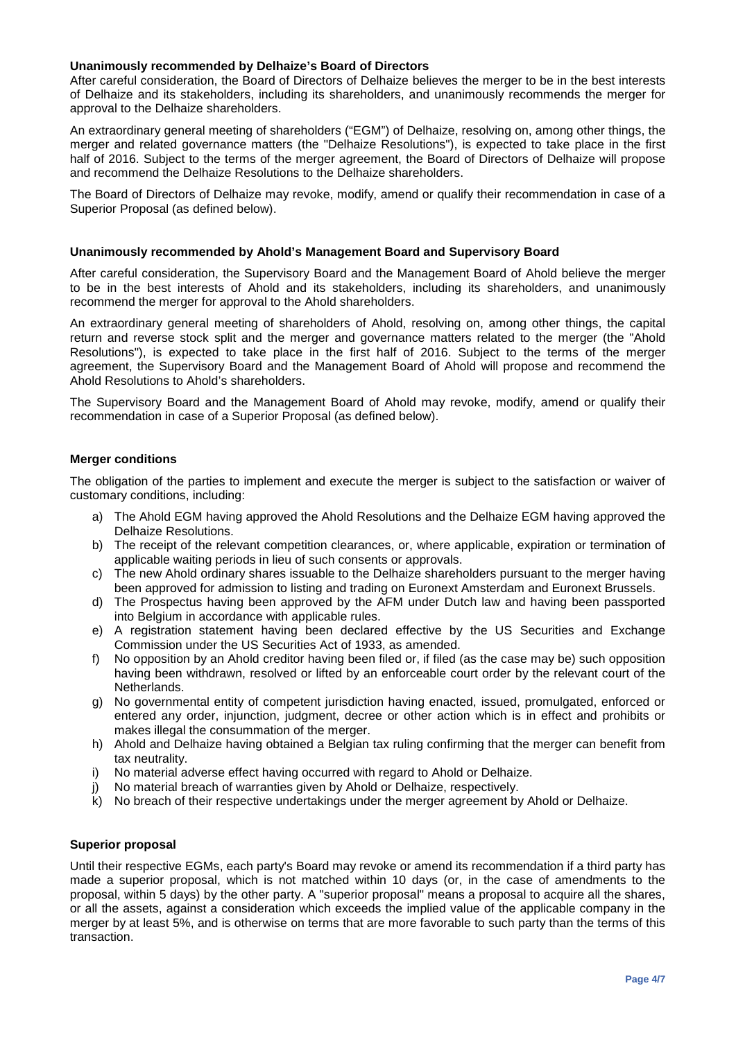**Unanimously recommended by Delhaize's Board of Directors**

After careful consideration, the Board of Directors of Delhaize believes the merger to be in the best interests of Delhaize and its stakeholders, including its shareholders, and unanimously recommends the merger for approval to the Delhaize shareholders.

An extraordinary general meeting of shareholders ("EGM") of Delhaize, resolving on, among other things, the merger and related governance matters (the "Delhaize Resolutions"), is expected to take place in the first half of 2016. Subject to the terms of the merger agreement, the Board of Directors of Delhaize will propose and recommend the Delhaize Resolutions to the Delhaize shareholders.

The Board of Directors of Delhaize may revoke, modify, amend or qualify their recommendation in case of a Superior Proposal (as defined below).

**Unanimously recommended by Ahold's Management Board and Supervisory Board**

After careful consideration, the Supervisory Board and the Management Board of Ahold believe the merger to be in the best interests of Ahold and its stakeholders, including its shareholders, and unanimously recommend the merger for approval to the Ahold shareholders.

An extraordinary general meeting of shareholders of Ahold, resolving on, among other things, the capital return and reverse stock split and the merger and governance matters related to the merger (the "Ahold Resolutions"), is expected to take place in the first half of 2016. Subject to the terms of the merger agreement, the Supervisory Board and the Management Board of Ahold will propose and recommend the Ahold Resolutions to Ahold's shareholders.

The Supervisory Board and the Management Board of Ahold may revoke, modify, amend or qualify their recommendation in case of a Superior Proposal (as defined below).

**Merger conditions**

The obligation of the parties to implement and execute the merger is subject to the satisfaction or waiver of customary conditions, including:

a) The Ahold EGM having approved the Ahold Resolutions and the Delhaize EGM having approved the Delhaize Resolutions.
b) The receipt of the relevant competition clearances, or, where applicable, expiration or termination of applicable waiting periods in lieu of such consents or approvals.
c) The new Ahold ordinary shares issuable to the Delhaize shareholders pursuant to the merger having been approved for admission to listing and trading on Euronext Amsterdam and Euronext Brussels.
d) The Prospectus having been approved by the AFM under Dutch law and having been passported into Belgium in accordance with applicable rules.
e) A registration statement having been declared effective by the US Securities and Exchange Commission under the US Securities Act of 1933, as amended.
f) No opposition by an Ahold creditor having been filed or, if filed (as the case may be) such opposition having been withdrawn, resolved or lifted by an enforceable court order by the relevant court of the Netherlands.
g) No governmental entity of competent jurisdiction having enacted, issued, promulgated, enforced or entered any order, injunction, judgment, decree or other action which is in effect and prohibits or makes illegal the consummation of the merger.
h) Ahold and Delhaize having obtained a Belgian tax ruling confirming that the merger can benefit from tax neutrality.
i) No material adverse effect having occurred with regard to Ahold or Delhaize.
j) No material breach of warranties given by Ahold or Delhaize, respectively.
k) No breach of their respective undertakings under the merger agreement by Ahold or Delhaize.

**Superior proposal**

Until their respective EGMs, each party's Board may revoke or amend its recommendation if a third party has made a superior proposal, which is not matched within 10 days (or, in the case of amendments to the proposal, within 5 days) by the other party. A "superior proposal" means a proposal to acquire all the shares, or all the assets, against a consideration which exceeds the implied value of the applicable company in the merger by at least 5%, and is otherwise on terms that are more favorable to such party than the terms of this transaction.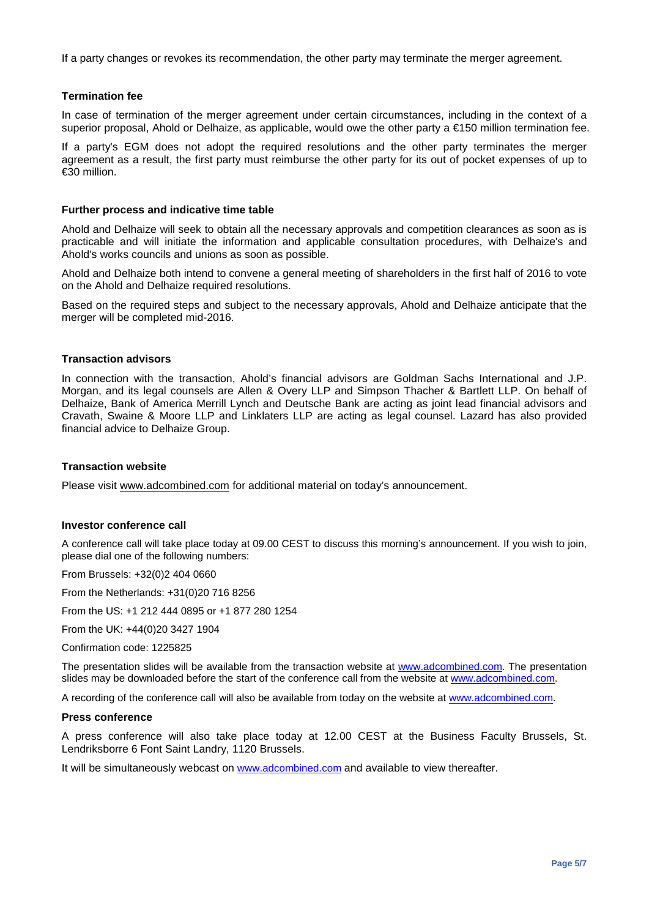If a party changes or revokes its recommendation, the other party may terminate the merger agreement.

**Termination fee**

In case of termination of the merger agreement under certain circumstances, including in the context of a superior proposal, Ahold or Delhaize, as applicable, would owe the other party a €150 million termination fee.

If a party's EGM does not adopt the required resolutions and the other party terminates the merger agreement as a result, the first party must reimburse the other party for its out of pocket expenses of up to €30 million.

**Further process and indicative time table**

Ahold and Delhaize will seek to obtain all the necessary approvals and competition clearances as soon as is practicable and will initiate the information and applicable consultation procedures, with Delhaize's and Ahold's works councils and unions as soon as possible.

Ahold and Delhaize both intend to convene a general meeting of shareholders in the first half of 2016 to vote on the Ahold and Delhaize required resolutions.

Based on the required steps and subject to the necessary approvals, Ahold and Delhaize anticipate that the merger will be completed mid-2016.

**Transaction advisors**

In connection with the transaction, Ahold's financial advisors are Goldman Sachs International and J.P. Morgan, and its legal counsels are Allen & Overy LLP and Simpson Thacher & Bartlett LLP. On behalf of Delhaize, Bank of America Merrill Lynch and Deutsche Bank are acting as joint lead financial advisors and Cravath, Swaine & Moore LLP and Linklaters LLP are acting as legal counsel. Lazard has also provided financial advice to Delhaize Group.

**Transaction website**

Please visit www.adcombined.com for additional material on today's announcement.

**Investor conference call**

A conference call will take place today at 09.00 CEST to discuss this morning's announcement. If you wish to join, please dial one of the following numbers:

From Brussels: +32(0)2 404 0660

From the Netherlands: +31(0)20 716 8256

From the US: +1 212 444 0895 or +1 877 280 1254

From the UK: +44(0)20 3427 1904

Confirmation code: 1225825

The presentation slides will be available from the transaction website at www.adcombined.com. The presentation slides may be downloaded before the start of the conference call from the website at www.adcombined.com.

A recording of the conference call will also be available from today on the website at www.adcombined.com.

**Press conference**

A press conference will also take place today at 12.00 CEST at the Business Faculty Brussels, St. Lendriksborre 6 Font Saint Landry, 1120 Brussels.

It will be simultaneously webcast on www.adcombined.com and available to view thereafter.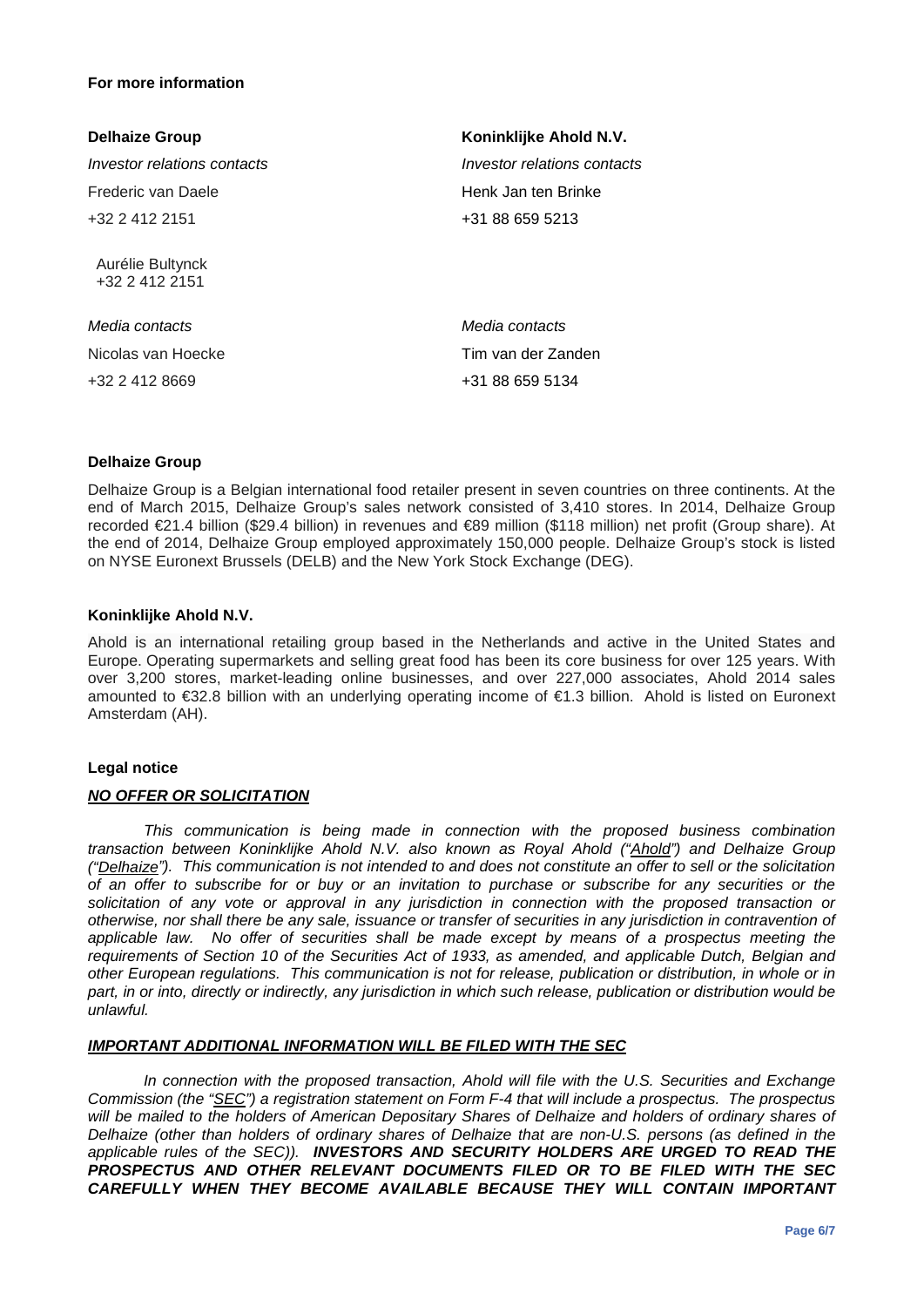**For more information**

| **Delhaize Group** | **Koninklijke Ahold N.V.** |
|---|---|
| *Investor relations contacts* | *Investor relations contacts* |
| Frederic van Daele | Henk Jan ten Brinke |
| +32 2 412 2151 | +31 88 659 5213 |
| Aurélie Bultynck | |
| +32 2 412 2151 | |
| *Media contacts* | *Media contacts* |
| Nicolas van Hoecke | Tim van der Zanden |
| +32 2 412 8669 | +31 88 659 5134 |

**Delhaize Group**

Delhaize Group is a Belgian international food retailer present in seven countries on three continents. At the end of March 2015, Delhaize Group's sales network consisted of 3,410 stores. In 2014, Delhaize Group recorded €21.4 billion ($29.4 billion) in revenues and €89 million ($118 million) net profit (Group share). At the end of 2014, Delhaize Group employed approximately 150,000 people. Delhaize Group's stock is listed on NYSE Euronext Brussels (DELB) and the New York Stock Exchange (DEG).

**Koninklijke Ahold N.V.**

Ahold is an international retailing group based in the Netherlands and active in the United States and Europe. Operating supermarkets and selling great food has been its core business for over 125 years. With over 3,200 stores, market-leading online businesses, and over 227,000 associates, Ahold 2014 sales amounted to €32.8 billion with an underlying operating income of €1.3 billion. Ahold is listed on Euronext Amsterdam (AH).

**Legal notice**

***NO OFFER OR SOLICITATION***

*This communication is being made in connection with the proposed business combination transaction between Koninklijke Ahold N.V. also known as Royal Ahold ("Ahold") and Delhaize Group ("Delhaize"). This communication is not intended to and does not constitute an offer to sell or the solicitation of an offer to subscribe for or buy or an invitation to purchase or subscribe for any securities or the solicitation of any vote or approval in any jurisdiction in connection with the proposed transaction or otherwise, nor shall there be any sale, issuance or transfer of securities in any jurisdiction in contravention of applicable law. No offer of securities shall be made except by means of a prospectus meeting the requirements of Section 10 of the Securities Act of 1933, as amended, and applicable Dutch, Belgian and other European regulations. This communication is not for release, publication or distribution, in whole or in part, in or into, directly or indirectly, any jurisdiction in which such release, publication or distribution would be unlawful.*

***IMPORTANT ADDITIONAL INFORMATION WILL BE FILED WITH THE SEC***

*In connection with the proposed transaction, Ahold will file with the U.S. Securities and Exchange Commission (the "SEC") a registration statement on Form F-4 that will include a prospectus. The prospectus will be mailed to the holders of American Depositary Shares of Delhaize and holders of ordinary shares of Delhaize (other than holders of ordinary shares of Delhaize that are non-U.S. persons (as defined in the applicable rules of the SEC)).* ***INVESTORS AND SECURITY HOLDERS ARE URGED TO READ THE PROSPECTUS AND OTHER RELEVANT DOCUMENTS FILED OR TO BE FILED WITH THE SEC CAREFULLY WHEN THEY BECOME AVAILABLE BECAUSE THEY WILL CONTAIN IMPORTANT***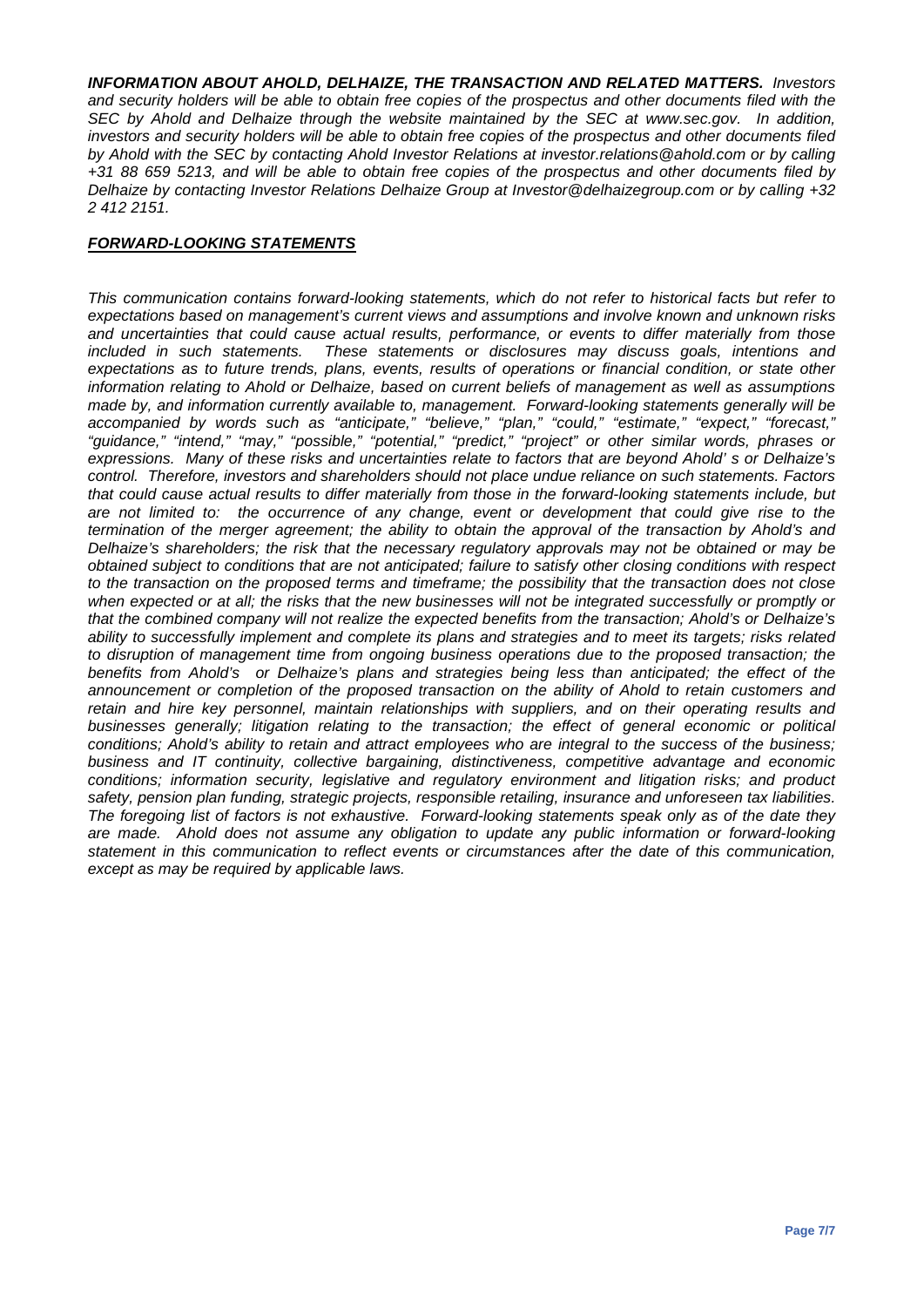***INFORMATION ABOUT AHOLD, DELHAIZE, THE TRANSACTION AND RELATED MATTERS.*** *Investors and security holders will be able to obtain free copies of the prospectus and other documents filed with the SEC by Ahold and Delhaize through the website maintained by the SEC at www.sec.gov. In addition, investors and security holders will be able to obtain free copies of the prospectus and other documents filed by Ahold with the SEC by contacting Ahold Investor Relations at investor.relations@ahold.com or by calling +31 88 659 5213, and will be able to obtain free copies of the prospectus and other documents filed by Delhaize by contacting Investor Relations Delhaize Group at Investor@delhaizegroup.com or by calling +32 2 412 2151.*

## ***FORWARD-LOOKING STATEMENTS***

*This communication contains forward-looking statements, which do not refer to historical facts but refer to expectations based on management's current views and assumptions and involve known and unknown risks and uncertainties that could cause actual results, performance, or events to differ materially from those included in such statements. These statements or disclosures may discuss goals, intentions and expectations as to future trends, plans, events, results of operations or financial condition, or state other information relating to Ahold or Delhaize, based on current beliefs of management as well as assumptions made by, and information currently available to, management. Forward-looking statements generally will be accompanied by words such as "anticipate," "believe," "plan," "could," "estimate," "expect," "forecast," "guidance," "intend," "may," "possible," "potential," "predict," "project" or other similar words, phrases or expressions. Many of these risks and uncertainties relate to factors that are beyond Ahold' s or Delhaize's control. Therefore, investors and shareholders should not place undue reliance on such statements. Factors that could cause actual results to differ materially from those in the forward-looking statements include, but are not limited to: the occurrence of any change, event or development that could give rise to the termination of the merger agreement; the ability to obtain the approval of the transaction by Ahold's and Delhaize's shareholders; the risk that the necessary regulatory approvals may not be obtained or may be obtained subject to conditions that are not anticipated; failure to satisfy other closing conditions with respect to the transaction on the proposed terms and timeframe; the possibility that the transaction does not close when expected or at all; the risks that the new businesses will not be integrated successfully or promptly or that the combined company will not realize the expected benefits from the transaction; Ahold's or Delhaize's ability to successfully implement and complete its plans and strategies and to meet its targets; risks related to disruption of management time from ongoing business operations due to the proposed transaction; the benefits from Ahold's or Delhaize's plans and strategies being less than anticipated; the effect of the announcement or completion of the proposed transaction on the ability of Ahold to retain customers and retain and hire key personnel, maintain relationships with suppliers, and on their operating results and businesses generally; litigation relating to the transaction; the effect of general economic or political conditions; Ahold's ability to retain and attract employees who are integral to the success of the business; business and IT continuity, collective bargaining, distinctiveness, competitive advantage and economic conditions; information security, legislative and regulatory environment and litigation risks; and product safety, pension plan funding, strategic projects, responsible retailing, insurance and unforeseen tax liabilities. The foregoing list of factors is not exhaustive. Forward-looking statements speak only as of the date they are made. Ahold does not assume any obligation to update any public information or forward-looking statement in this communication to reflect events or circumstances after the date of this communication, except as may be required by applicable laws.*